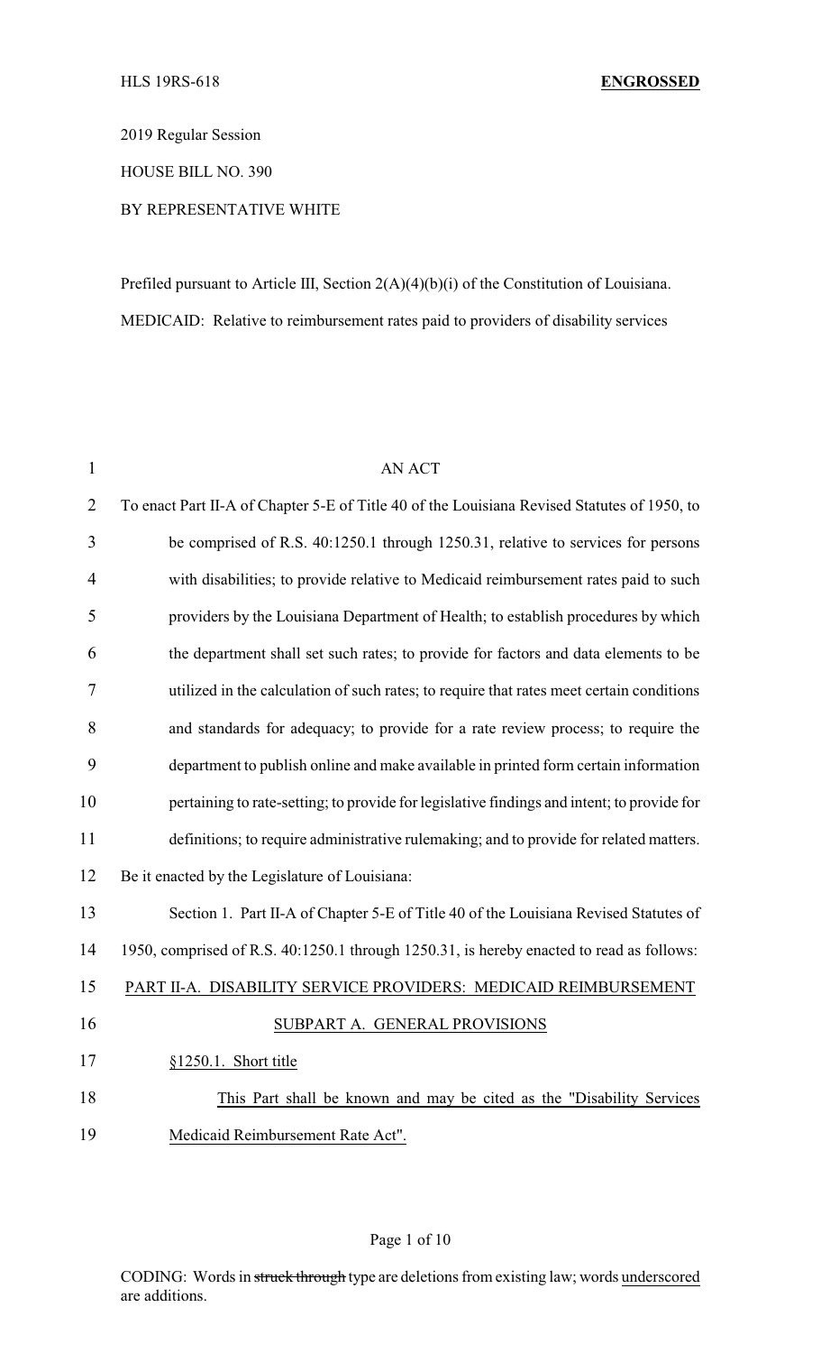HLS 19RS-618 **ENGROSSED**

2019 Regular Session

HOUSE BILL NO. 390

BY REPRESENTATIVE WHITE

Prefiled pursuant to Article III, Section 2(A)(4)(b)(i) of the Constitution of Louisiana.

MEDICAID: Relative to reimbursement rates paid to providers of disability services

AN ACT

To enact Part II-A of Chapter 5-E of Title 40 of the Louisiana Revised Statutes of 1950, to be comprised of R.S. 40:1250.1 through 1250.31, relative to services for persons with disabilities; to provide relative to Medicaid reimbursement rates paid to such providers by the Louisiana Department of Health; to establish procedures by which the department shall set such rates; to provide for factors and data elements to be utilized in the calculation of such rates; to require that rates meet certain conditions and standards for adequacy; to provide for a rate review process; to require the department to publish online and make available in printed form certain information pertaining to rate-setting; to provide for legislative findings and intent; to provide for definitions; to require administrative rulemaking; and to provide for related matters.

Be it enacted by the Legislature of Louisiana:

Section 1. Part II-A of Chapter 5-E of Title 40 of the Louisiana Revised Statutes of 1950, comprised of R.S. 40:1250.1 through 1250.31, is hereby enacted to read as follows:

PART II-A. DISABILITY SERVICE PROVIDERS: MEDICAID REIMBURSEMENT

SUBPART A. GENERAL PROVISIONS

§1250.1. Short title

This Part shall be known and may be cited as the "Disability Services Medicaid Reimbursement Rate Act".

CODING: Words in ~~struck through~~ type are deletions from existing law; words underscored are additions.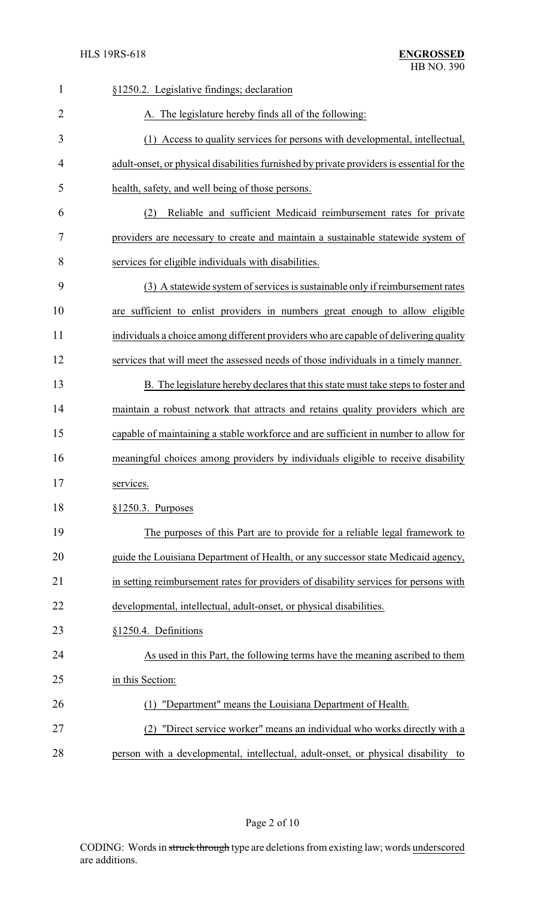§1250.2. Legislative findings; declaration

A. The legislature hereby finds all of the following:

(1) Access to quality services for persons with developmental, intellectual, adult-onset, or physical disabilities furnished by private providers is essential for the health, safety, and well being of those persons.

(2) Reliable and sufficient Medicaid reimbursement rates for private providers are necessary to create and maintain a sustainable statewide system of services for eligible individuals with disabilities.

(3) A statewide system of services is sustainable only if reimbursement rates are sufficient to enlist providers in numbers great enough to allow eligible individuals a choice among different providers who are capable of delivering quality services that will meet the assessed needs of those individuals in a timely manner.

B. The legislature hereby declares that this state must take steps to foster and maintain a robust network that attracts and retains quality providers which are capable of maintaining a stable workforce and are sufficient in number to allow for meaningful choices among providers by individuals eligible to receive disability services.

§1250.3. Purposes

The purposes of this Part are to provide for a reliable legal framework to guide the Louisiana Department of Health, or any successor state Medicaid agency, in setting reimbursement rates for providers of disability services for persons with developmental, intellectual, adult-onset, or physical disabilities.

§1250.4. Definitions

As used in this Part, the following terms have the meaning ascribed to them in this Section:

(1) "Department" means the Louisiana Department of Health.

(2) "Direct service worker" means an individual who works directly with a person with a developmental, intellectual, adult-onset, or physical disability to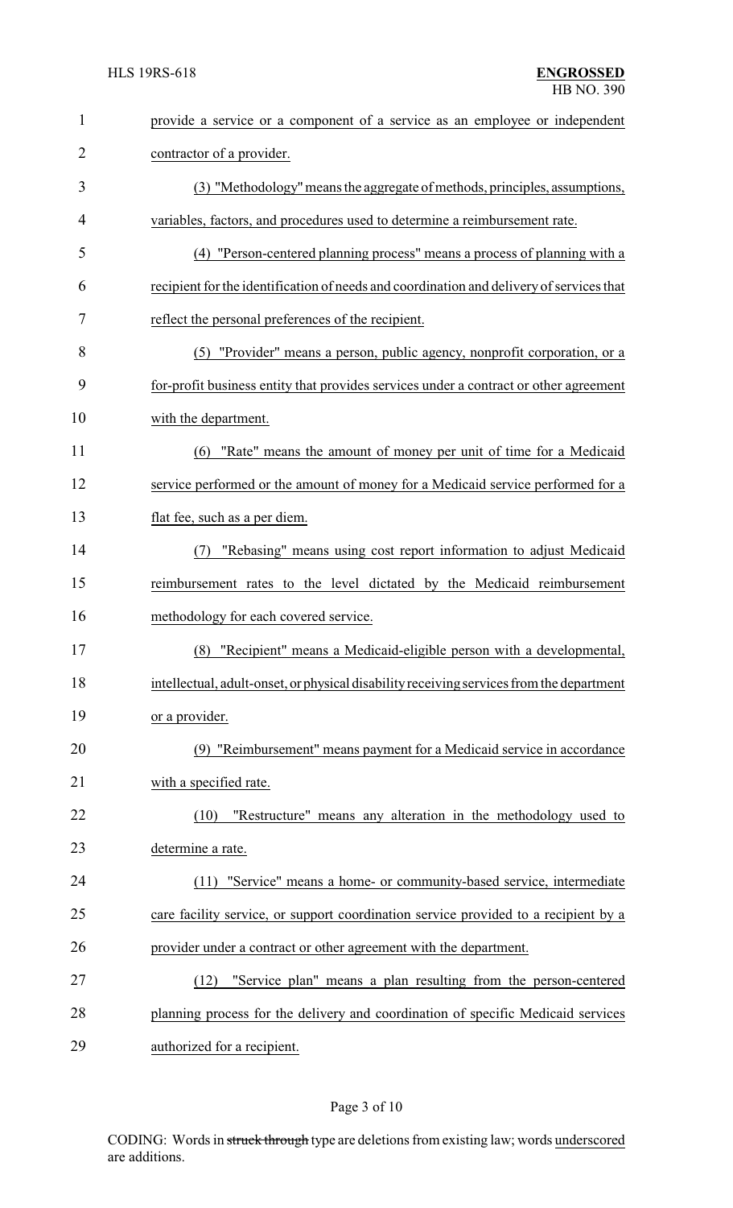provide a service or a component of a service as an employee or independent contractor of a provider.

(3) "Methodology" means the aggregate of methods, principles, assumptions, variables, factors, and procedures used to determine a reimbursement rate.

(4) "Person-centered planning process" means a process of planning with a recipient for the identification of needs and coordination and delivery of services that reflect the personal preferences of the recipient.

(5) "Provider" means a person, public agency, nonprofit corporation, or a for-profit business entity that provides services under a contract or other agreement with the department.

(6) "Rate" means the amount of money per unit of time for a Medicaid service performed or the amount of money for a Medicaid service performed for a flat fee, such as a per diem.

(7) "Rebasing" means using cost report information to adjust Medicaid reimbursement rates to the level dictated by the Medicaid reimbursement methodology for each covered service.

(8) "Recipient" means a Medicaid-eligible person with a developmental, intellectual, adult-onset, or physical disability receiving services from the department or a provider.

(9) "Reimbursement" means payment for a Medicaid service in accordance with a specified rate.

(10) "Restructure" means any alteration in the methodology used to determine a rate.

(11) "Service" means a home- or community-based service, intermediate care facility service, or support coordination service provided to a recipient by a provider under a contract or other agreement with the department.

(12) "Service plan" means a plan resulting from the person-centered planning process for the delivery and coordination of specific Medicaid services authorized for a recipient.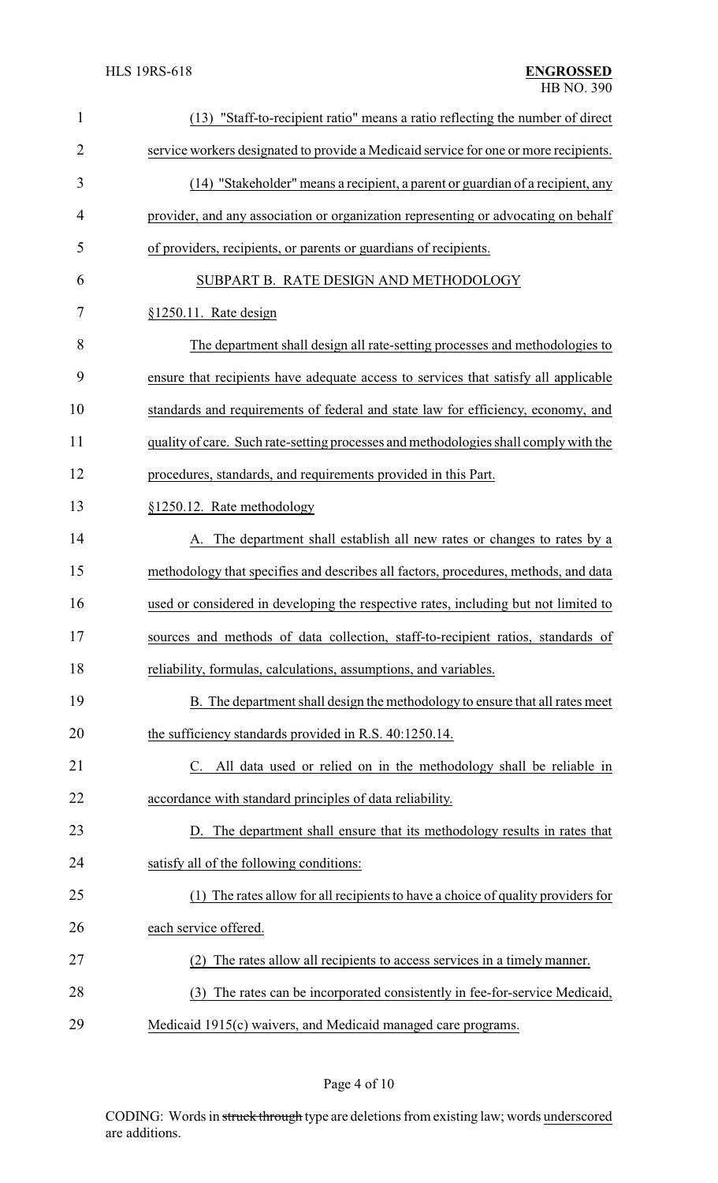(13) "Staff-to-recipient ratio" means a ratio reflecting the number of direct service workers designated to provide a Medicaid service for one or more recipients.

(14) "Stakeholder" means a recipient, a parent or guardian of a recipient, any provider, and any association or organization representing or advocating on behalf of providers, recipients, or parents or guardians of recipients.

SUBPART B. RATE DESIGN AND METHODOLOGY

§1250.11. Rate design

The department shall design all rate-setting processes and methodologies to ensure that recipients have adequate access to services that satisfy all applicable standards and requirements of federal and state law for efficiency, economy, and quality of care. Such rate-setting processes and methodologies shall comply with the procedures, standards, and requirements provided in this Part.

§1250.12. Rate methodology

A. The department shall establish all new rates or changes to rates by a methodology that specifies and describes all factors, procedures, methods, and data used or considered in developing the respective rates, including but not limited to sources and methods of data collection, staff-to-recipient ratios, standards of reliability, formulas, calculations, assumptions, and variables.

B. The department shall design the methodology to ensure that all rates meet the sufficiency standards provided in R.S. 40:1250.14.

C. All data used or relied on in the methodology shall be reliable in accordance with standard principles of data reliability.

D. The department shall ensure that its methodology results in rates that satisfy all of the following conditions:

(1) The rates allow for all recipients to have a choice of quality providers for each service offered.

(2) The rates allow all recipients to access services in a timely manner.

(3) The rates can be incorporated consistently in fee-for-service Medicaid, Medicaid 1915(c) waivers, and Medicaid managed care programs.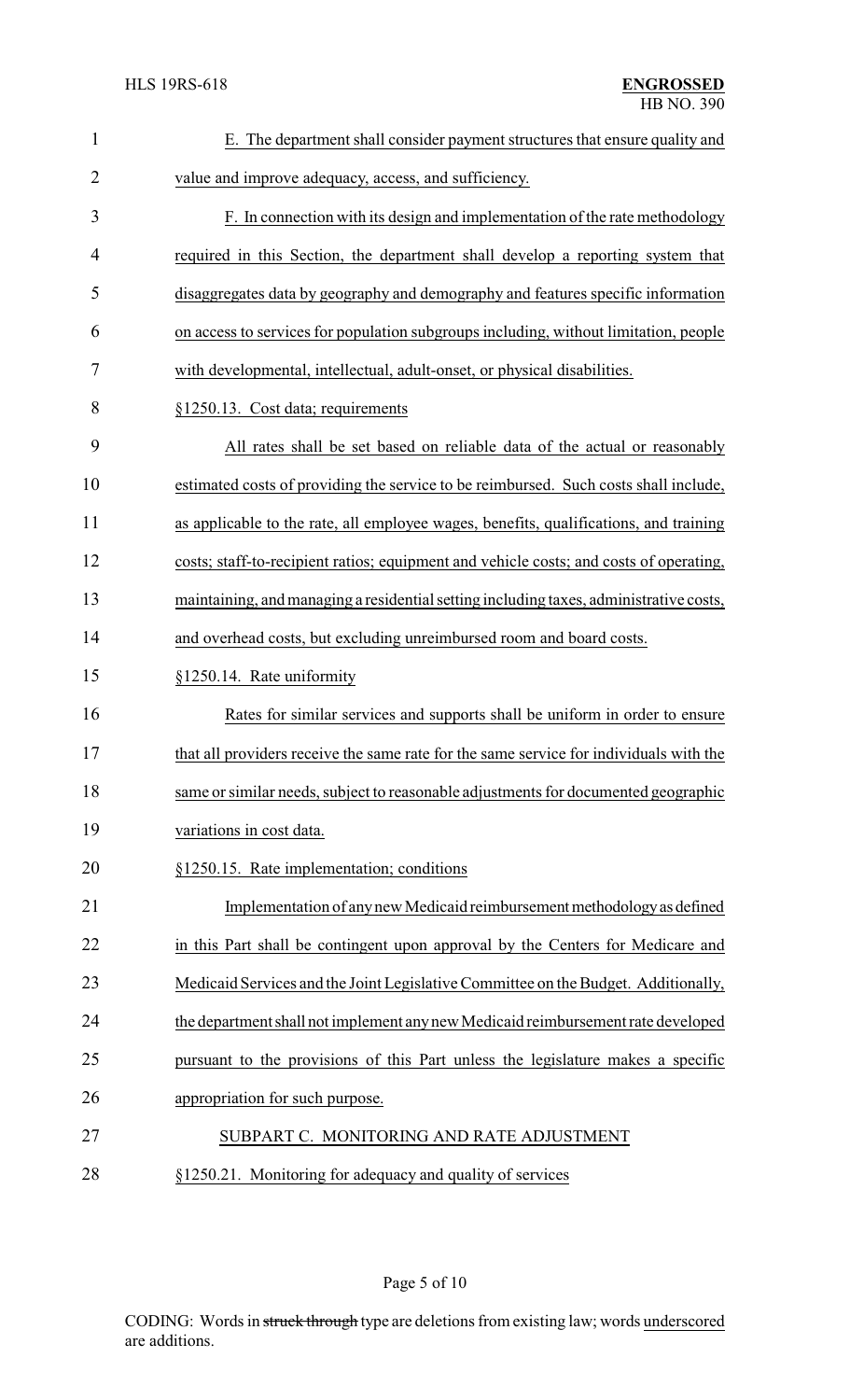E. The department shall consider payment structures that ensure quality and value and improve adequacy, access, and sufficiency.

F. In connection with its design and implementation of the rate methodology required in this Section, the department shall develop a reporting system that disaggregates data by geography and demography and features specific information on access to services for population subgroups including, without limitation, people with developmental, intellectual, adult-onset, or physical disabilities.

§1250.13. Cost data; requirements

All rates shall be set based on reliable data of the actual or reasonably estimated costs of providing the service to be reimbursed. Such costs shall include, as applicable to the rate, all employee wages, benefits, qualifications, and training costs; staff-to-recipient ratios; equipment and vehicle costs; and costs of operating, maintaining, and managing a residential setting including taxes, administrative costs, and overhead costs, but excluding unreimbursed room and board costs.

§1250.14. Rate uniformity

Rates for similar services and supports shall be uniform in order to ensure that all providers receive the same rate for the same service for individuals with the same or similar needs, subject to reasonable adjustments for documented geographic variations in cost data.

§1250.15. Rate implementation; conditions

Implementation of any new Medicaid reimbursement methodology as defined in this Part shall be contingent upon approval by the Centers for Medicare and Medicaid Services and the Joint Legislative Committee on the Budget. Additionally, the department shall not implement any new Medicaid reimbursement rate developed pursuant to the provisions of this Part unless the legislature makes a specific appropriation for such purpose.

SUBPART C. MONITORING AND RATE ADJUSTMENT

§1250.21. Monitoring for adequacy and quality of services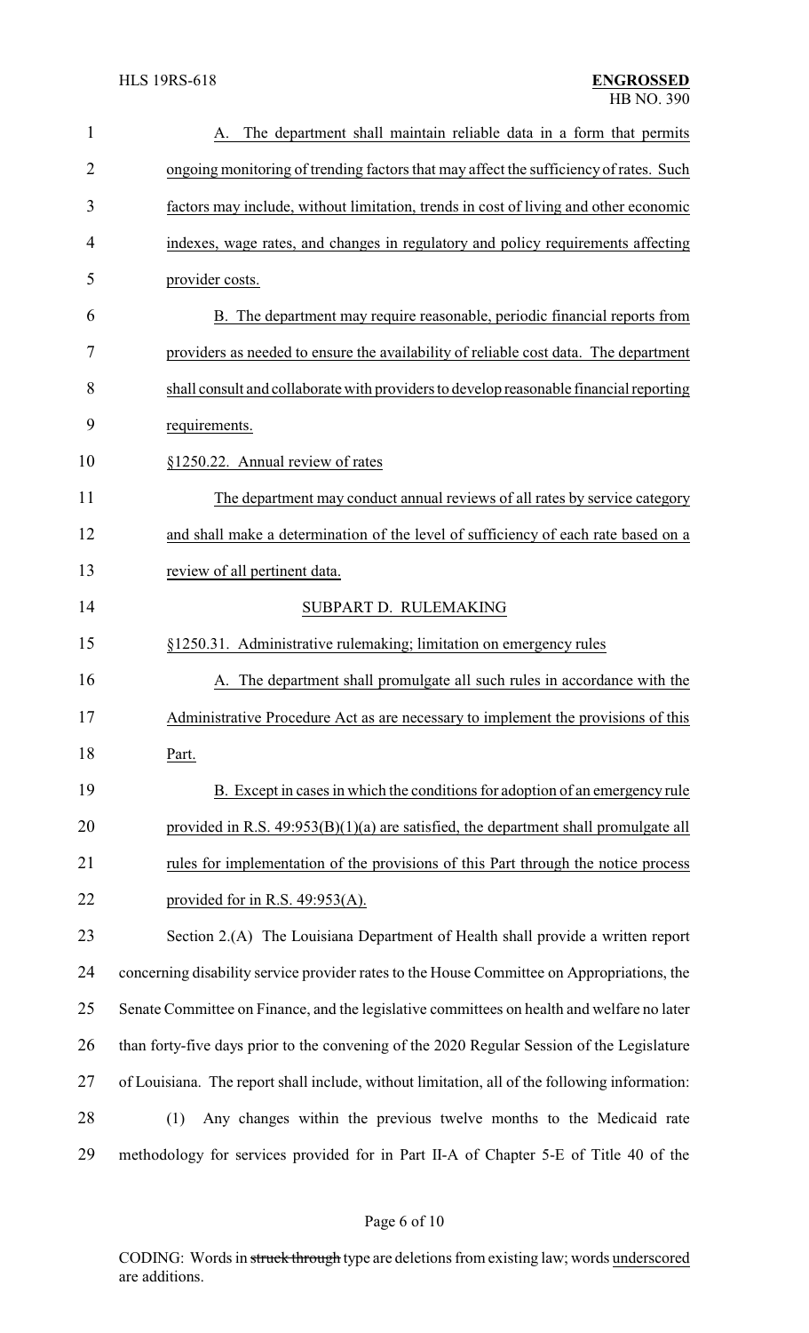A. The department shall maintain reliable data in a form that permits ongoing monitoring of trending factors that may affect the sufficiency of rates. Such factors may include, without limitation, trends in cost of living and other economic indexes, wage rates, and changes in regulatory and policy requirements affecting provider costs.

B. The department may require reasonable, periodic financial reports from providers as needed to ensure the availability of reliable cost data. The department shall consult and collaborate with providers to develop reasonable financial reporting requirements.

§1250.22. Annual review of rates

The department may conduct annual reviews of all rates by service category and shall make a determination of the level of sufficiency of each rate based on a review of all pertinent data.

SUBPART D. RULEMAKING

§1250.31. Administrative rulemaking; limitation on emergency rules

A. The department shall promulgate all such rules in accordance with the Administrative Procedure Act as are necessary to implement the provisions of this Part.

B. Except in cases in which the conditions for adoption of an emergency rule provided in R.S. 49:953(B)(1)(a) are satisfied, the department shall promulgate all rules for implementation of the provisions of this Part through the notice process provided for in R.S. 49:953(A).

Section 2.(A) The Louisiana Department of Health shall provide a written report concerning disability service provider rates to the House Committee on Appropriations, the Senate Committee on Finance, and the legislative committees on health and welfare no later than forty-five days prior to the convening of the 2020 Regular Session of the Legislature of Louisiana. The report shall include, without limitation, all of the following information:

(1) Any changes within the previous twelve months to the Medicaid rate methodology for services provided for in Part II-A of Chapter 5-E of Title 40 of the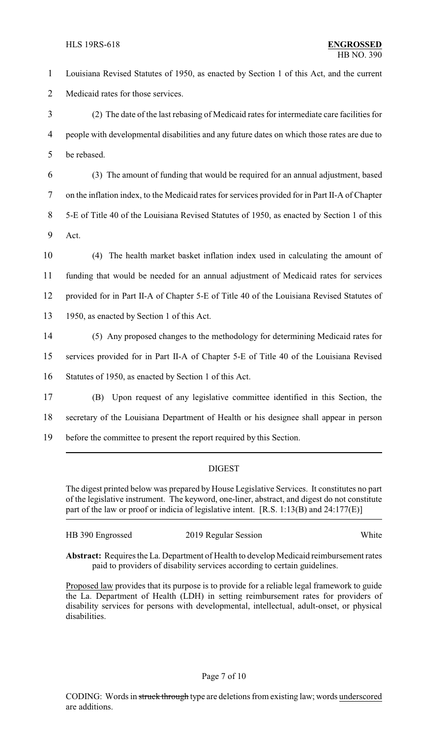Louisiana Revised Statutes of 1950, as enacted by Section 1 of this Act, and the current Medicaid rates for those services.

(2) The date of the last rebasing of Medicaid rates for intermediate care facilities for people with developmental disabilities and any future dates on which those rates are due to be rebased.

(3) The amount of funding that would be required for an annual adjustment, based on the inflation index, to the Medicaid rates for services provided for in Part II-A of Chapter 5-E of Title 40 of the Louisiana Revised Statutes of 1950, as enacted by Section 1 of this Act.

(4) The health market basket inflation index used in calculating the amount of funding that would be needed for an annual adjustment of Medicaid rates for services provided for in Part II-A of Chapter 5-E of Title 40 of the Louisiana Revised Statutes of 1950, as enacted by Section 1 of this Act.

(5) Any proposed changes to the methodology for determining Medicaid rates for services provided for in Part II-A of Chapter 5-E of Title 40 of the Louisiana Revised Statutes of 1950, as enacted by Section 1 of this Act.

(B) Upon request of any legislative committee identified in this Section, the secretary of the Louisiana Department of Health or his designee shall appear in person before the committee to present the report required by this Section.

---

## DIGEST

The digest printed below was prepared by House Legislative Services. It constitutes no part of the legislative instrument. The keyword, one-liner, abstract, and digest do not constitute part of the law or proof or indicia of legislative intent. [R.S. 1:13(B) and 24:177(E)]

HB 390 Engrossed | 2019 Regular Session | White

**Abstract:** Requires the La. Department of Health to develop Medicaid reimbursement rates paid to providers of disability services according to certain guidelines.

Proposed law provides that its purpose is to provide for a reliable legal framework to guide the La. Department of Health (LDH) in setting reimbursement rates for providers of disability services for persons with developmental, intellectual, adult-onset, or physical disabilities.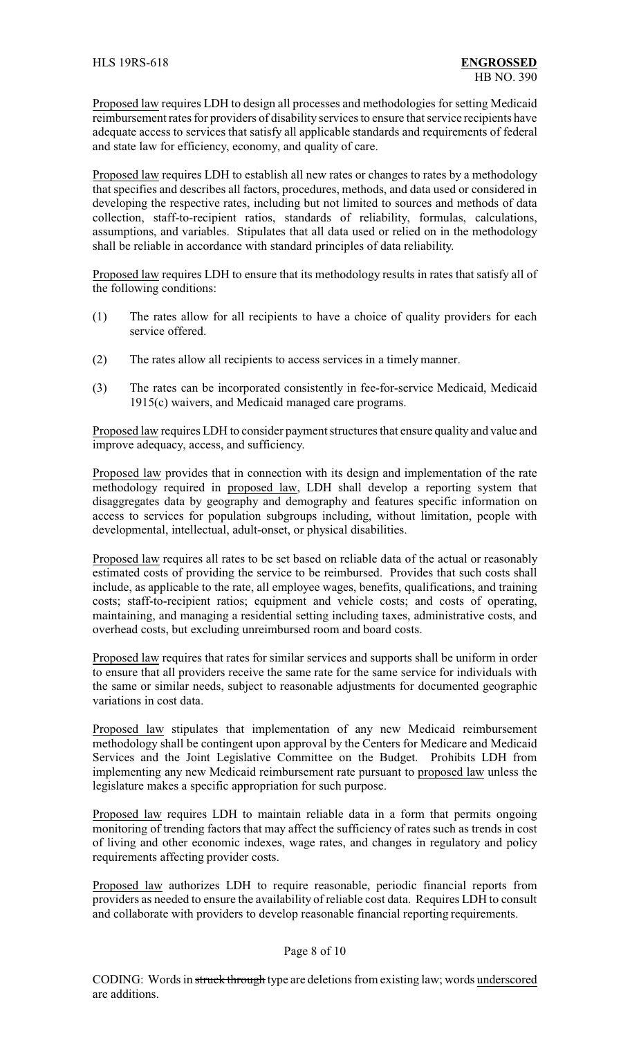Proposed law requires LDH to design all processes and methodologies for setting Medicaid reimbursement rates for providers of disability services to ensure that service recipients have adequate access to services that satisfy all applicable standards and requirements of federal and state law for efficiency, economy, and quality of care.

Proposed law requires LDH to establish all new rates or changes to rates by a methodology that specifies and describes all factors, procedures, methods, and data used or considered in developing the respective rates, including but not limited to sources and methods of data collection, staff-to-recipient ratios, standards of reliability, formulas, calculations, assumptions, and variables. Stipulates that all data used or relied on in the methodology shall be reliable in accordance with standard principles of data reliability.

Proposed law requires LDH to ensure that its methodology results in rates that satisfy all of the following conditions:

(1) The rates allow for all recipients to have a choice of quality providers for each service offered.

(2) The rates allow all recipients to access services in a timely manner.

(3) The rates can be incorporated consistently in fee-for-service Medicaid, Medicaid 1915(c) waivers, and Medicaid managed care programs.

Proposed law requires LDH to consider payment structures that ensure quality and value and improve adequacy, access, and sufficiency.

Proposed law provides that in connection with its design and implementation of the rate methodology required in proposed law, LDH shall develop a reporting system that disaggregates data by geography and demography and features specific information on access to services for population subgroups including, without limitation, people with developmental, intellectual, adult-onset, or physical disabilities.

Proposed law requires all rates to be set based on reliable data of the actual or reasonably estimated costs of providing the service to be reimbursed. Provides that such costs shall include, as applicable to the rate, all employee wages, benefits, qualifications, and training costs; staff-to-recipient ratios; equipment and vehicle costs; and costs of operating, maintaining, and managing a residential setting including taxes, administrative costs, and overhead costs, but excluding unreimbursed room and board costs.

Proposed law requires that rates for similar services and supports shall be uniform in order to ensure that all providers receive the same rate for the same service for individuals with the same or similar needs, subject to reasonable adjustments for documented geographic variations in cost data.

Proposed law stipulates that implementation of any new Medicaid reimbursement methodology shall be contingent upon approval by the Centers for Medicare and Medicaid Services and the Joint Legislative Committee on the Budget. Prohibits LDH from implementing any new Medicaid reimbursement rate pursuant to proposed law unless the legislature makes a specific appropriation for such purpose.

Proposed law requires LDH to maintain reliable data in a form that permits ongoing monitoring of trending factors that may affect the sufficiency of rates such as trends in cost of living and other economic indexes, wage rates, and changes in regulatory and policy requirements affecting provider costs.

Proposed law authorizes LDH to require reasonable, periodic financial reports from providers as needed to ensure the availability of reliable cost data. Requires LDH to consult and collaborate with providers to develop reasonable financial reporting requirements.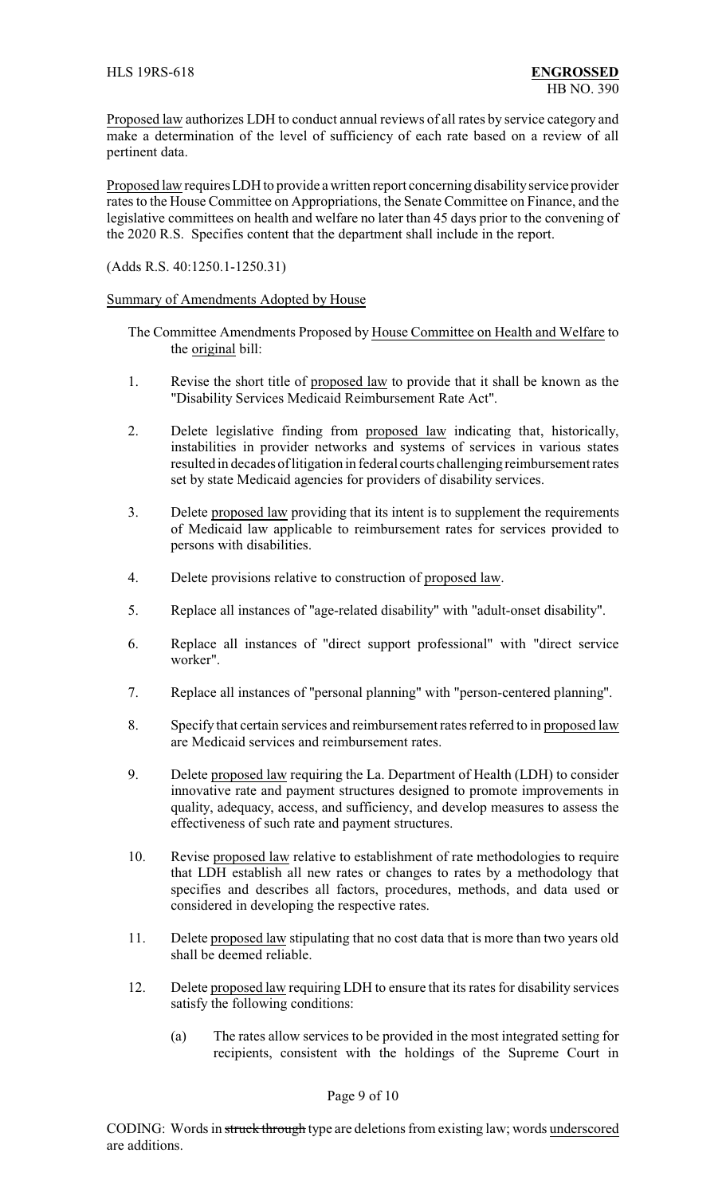Proposed law authorizes LDH to conduct annual reviews of all rates by service category and make a determination of the level of sufficiency of each rate based on a review of all pertinent data.

Proposed law requires LDH to provide a written report concerning disability service provider rates to the House Committee on Appropriations, the Senate Committee on Finance, and the legislative committees on health and welfare no later than 45 days prior to the convening of the 2020 R.S. Specifies content that the department shall include in the report.

(Adds R.S. 40:1250.1-1250.31)

Summary of Amendments Adopted by House

The Committee Amendments Proposed by House Committee on Health and Welfare to the original bill:

1. Revise the short title of proposed law to provide that it shall be known as the "Disability Services Medicaid Reimbursement Rate Act".

2. Delete legislative finding from proposed law indicating that, historically, instabilities in provider networks and systems of services in various states resulted in decades of litigation in federal courts challenging reimbursement rates set by state Medicaid agencies for providers of disability services.

3. Delete proposed law providing that its intent is to supplement the requirements of Medicaid law applicable to reimbursement rates for services provided to persons with disabilities.

4. Delete provisions relative to construction of proposed law.

5. Replace all instances of "age-related disability" with "adult-onset disability".

6. Replace all instances of "direct support professional" with "direct service worker".

7. Replace all instances of "personal planning" with "person-centered planning".

8. Specify that certain services and reimbursement rates referred to in proposed law are Medicaid services and reimbursement rates.

9. Delete proposed law requiring the La. Department of Health (LDH) to consider innovative rate and payment structures designed to promote improvements in quality, adequacy, access, and sufficiency, and develop measures to assess the effectiveness of such rate and payment structures.

10. Revise proposed law relative to establishment of rate methodologies to require that LDH establish all new rates or changes to rates by a methodology that specifies and describes all factors, procedures, methods, and data used or considered in developing the respective rates.

11. Delete proposed law stipulating that no cost data that is more than two years old shall be deemed reliable.

12. Delete proposed law requiring LDH to ensure that its rates for disability services satisfy the following conditions:

    (a) The rates allow services to be provided in the most integrated setting for recipients, consistent with the holdings of the Supreme Court in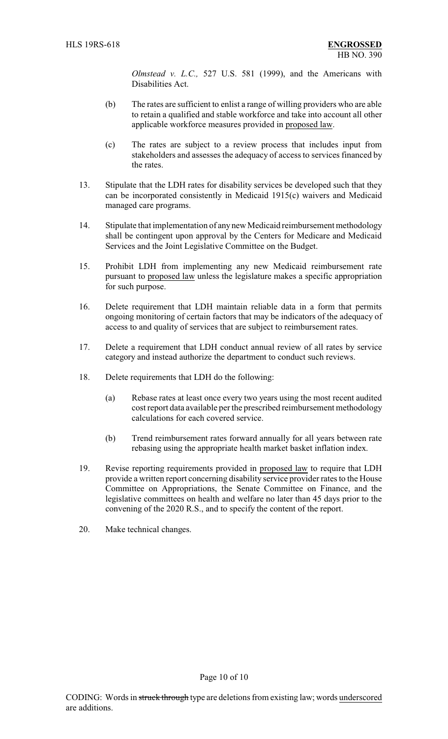*Olmstead v. L.C.,* 527 U.S. 581 (1999), and the Americans with Disabilities Act.

(b) The rates are sufficient to enlist a range of willing providers who are able to retain a qualified and stable workforce and take into account all other applicable workforce measures provided in proposed law.

(c) The rates are subject to a review process that includes input from stakeholders and assesses the adequacy of access to services financed by the rates.

13. Stipulate that the LDH rates for disability services be developed such that they can be incorporated consistently in Medicaid 1915(c) waivers and Medicaid managed care programs.

14. Stipulate that implementation of any new Medicaid reimbursement methodology shall be contingent upon approval by the Centers for Medicare and Medicaid Services and the Joint Legislative Committee on the Budget.

15. Prohibit LDH from implementing any new Medicaid reimbursement rate pursuant to proposed law unless the legislature makes a specific appropriation for such purpose.

16. Delete requirement that LDH maintain reliable data in a form that permits ongoing monitoring of certain factors that may be indicators of the adequacy of access to and quality of services that are subject to reimbursement rates.

17. Delete a requirement that LDH conduct annual review of all rates by service category and instead authorize the department to conduct such reviews.

18. Delete requirements that LDH do the following:

(a) Rebase rates at least once every two years using the most recent audited cost report data available per the prescribed reimbursement methodology calculations for each covered service.

(b) Trend reimbursement rates forward annually for all years between rate rebasing using the appropriate health market basket inflation index.

19. Revise reporting requirements provided in proposed law to require that LDH provide a written report concerning disability service provider rates to the House Committee on Appropriations, the Senate Committee on Finance, and the legislative committees on health and welfare no later than 45 days prior to the convening of the 2020 R.S., and to specify the content of the report.

20. Make technical changes.

CODING: Words in ~~struck through~~ type are deletions from existing law; words underscored are additions.